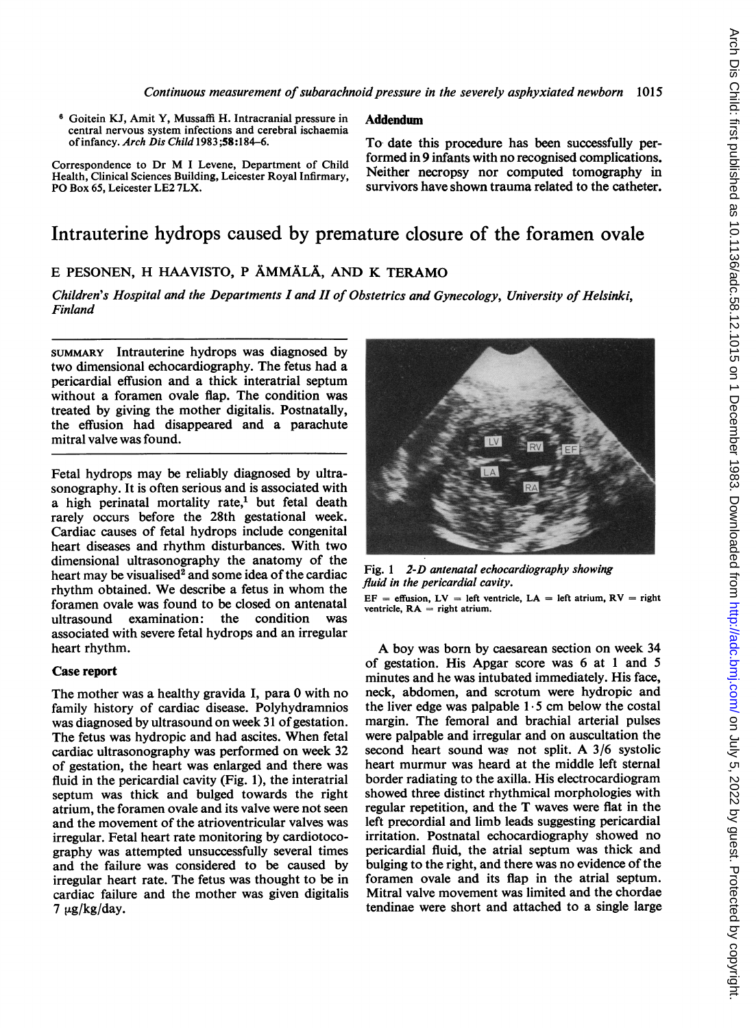[6] Goitein KJ, Amit Y, Mussaffi H. Intracranial pressure in central nervous system infections and cerebral ischaemia of infancy. *Arch Dis Child* 1983;**58**:184–6.

Correspondence to Dr M I Levene, Department of Child Health, Clinical Sciences Building, Leicester Royal Infirmary, PO Box 65, Leicester LE2 7LX.

## Addendum

To date this procedure has been successfully performed in 9 infants with no recognised complications. Neither necropsy nor computed tomography in survivors have shown trauma related to the catheter.

# Intrauterine hydrops caused by premature closure of the foramen ovale

E PESONEN, H HAAVISTO, P ÄMMÄLÄ, AND K TERAMO

*Children's Hospital and the Departments I and II of Obstetrics and Gynecology, University of Helsinki, Finland*

SUMMARY Intrauterine hydrops was diagnosed by two dimensional echocardiography. The fetus had a pericardial effusion and a thick interatrial septum without a foramen ovale flap. The condition was treated by giving the mother digitalis. Postnatally, the effusion had disappeared and a parachute mitral valve was found.

Fetal hydrops may be reliably diagnosed by ultrasonography. It is often serious and is associated with a high perinatal mortality rate,[1] but fetal death rarely occurs before the 28th gestational week. Cardiac causes of fetal hydrops include congenital heart diseases and rhythm disturbances. With two dimensional ultrasonography the anatomy of the heart may be visualised[2] and some idea of the cardiac rhythm obtained. We describe a fetus in whom the foramen ovale was found to be closed on antenatal ultrasound examination: the condition was associated with severe fetal hydrops and an irregular heart rhythm.

## Case report

The mother was a healthy gravida I, para 0 with no family history of cardiac disease. Polyhydramnios was diagnosed by ultrasound on week 31 of gestation. The fetus was hydropic and had ascites. When fetal cardiac ultrasonography was performed on week 32 of gestation, the heart was enlarged and there was fluid in the pericardial cavity (Fig. 1), the interatrial septum was thick and bulged towards the right atrium, the foramen ovale and its valve were not seen and the movement of the atrioventricular valves was irregular. Fetal heart rate monitoring by cardiotocography was attempted unsuccessfully several times and the failure was considered to be caused by irregular heart rate. The fetus was thought to be in cardiac failure and the mother was given digitalis 7 μg/kg/day.

Fig. 1 *2-D antenatal echocardiography showing fluid in the pericardial cavity.*

EF = effusion, LV = left ventricle, LA = left atrium, RV = right ventricle, RA = right atrium.

A boy was born by caesarean section on week 34 of gestation. His Apgar score was 6 at 1 and 5 minutes and he was intubated immediately. His face, neck, abdomen, and scrotum were hydropic and the liver edge was palpable 1·5 cm below the costal margin. The femoral and brachial arterial pulses were palpable and irregular and on auscultation the second heart sound was not split. A 3/6 systolic heart murmur was heard at the middle left sternal border radiating to the axilla. His electrocardiogram showed three distinct rhythmical morphologies with regular repetition, and the T waves were flat in the left precordial and limb leads suggesting pericardial irritation. Postnatal echocardiography showed no pericardial fluid, the atrial septum was thick and bulging to the right, and there was no evidence of the foramen ovale and its flap in the atrial septum. Mitral valve movement was limited and the chordae tendinae were short and attached to a single large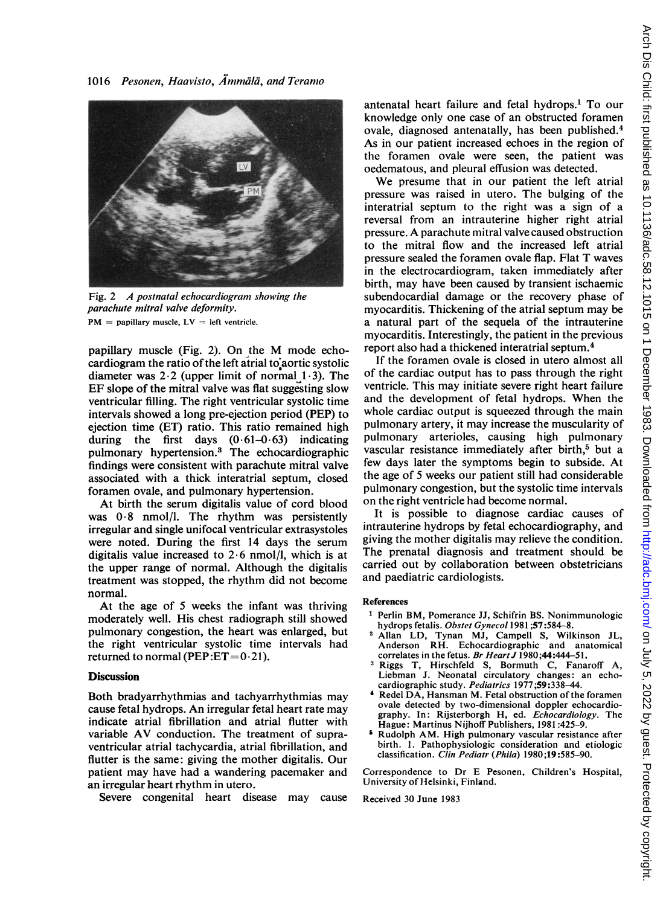Fig. 2 *A postnatal echocardiogram showing the parachute mitral valve deformity.*
PM = papillary muscle, LV = left ventricle.

papillary muscle (Fig. 2). On the M mode echocardiogram the ratio of the left atrial to aortic systolic diameter was 2·2 (upper limit of normal 1·3). The EF slope of the mitral valve was flat suggesting slow ventricular filling. The right ventricular systolic time intervals showed a long pre-ejection period (PEP) to ejection time (ET) ratio. This ratio remained high during the first days (0·61–0·63) indicating pulmonary hypertension.[3] The echocardiographic findings were consistent with parachute mitral valve associated with a thick interatrial septum, closed foramen ovale, and pulmonary hypertension.

At birth the serum digitalis value of cord blood was 0·8 nmol/l. The rhythm was persistently irregular and single unifocal ventricular extrasystoles were noted. During the first 14 days the serum digitalis value increased to 2·6 nmol/l, which is at the upper range of normal. Although the digitalis treatment was stopped, the rhythm did not become normal.

At the age of 5 weeks the infant was thriving moderately well. His chest radiograph still showed pulmonary congestion, the heart was enlarged, but the right ventricular systolic time intervals had returned to normal (PEP:ET = 0·21).

## Discussion

Both bradyarrhythmias and tachyarrhythmias may cause fetal hydrops. An irregular fetal heart rate may indicate atrial fibrillation and atrial flutter with variable AV conduction. The treatment of supraventricular atrial tachycardia, atrial fibrillation, and flutter is the same: giving the mother digitalis. Our patient may have had a wandering pacemaker and an irregular heart rhythm in utero.

Severe congenital heart disease may cause antenatal heart failure and fetal hydrops.[1] To our knowledge only one case of an obstructed foramen ovale, diagnosed antenatally, has been published.[4] As in our patient increased echoes in the region of the foramen ovale were seen, the patient was oedematous, and pleural effusion was detected.

We presume that in our patient the left atrial pressure was raised in utero. The bulging of the interatrial septum to the right was a sign of a reversal from an intrauterine higher right atrial pressure. A parachute mitral valve caused obstruction to the mitral flow and the increased left atrial pressure sealed the foramen ovale flap. Flat T waves in the electrocardiogram, taken immediately after birth, may have been caused by transient ischaemic subendocardial damage or the recovery phase of myocarditis. Thickening of the atrial septum may be a natural part of the sequela of the intrauterine myocarditis. Interestingly, the patient in the previous report also had a thickened interatrial septum.[4]

If the foramen ovale is closed in utero almost all of the cardiac output has to pass through the right ventricle. This may initiate severe right heart failure and the development of fetal hydrops. When the whole cardiac output is squeezed through the main pulmonary artery, it may increase the muscularity of pulmonary arterioles, causing high pulmonary vascular resistance immediately after birth,[5] but a few days later the symptoms begin to subside. At the age of 5 weeks our patient still had considerable pulmonary congestion, but the systolic time intervals on the right ventricle had become normal.

It is possible to diagnose cardiac causes of intrauterine hydrops by fetal echocardiography, and giving the mother digitalis may relieve the condition. The prenatal diagnosis and treatment should be carried out by collaboration between obstetricians and paediatric cardiologists.

### References

1. Perlin BM, Pomerance JJ, Schifrin BS. Nonimmunologic hydrops fetalis. *Obstet Gynecol* 1981;**57**:584–8.
2. Allan LD, Tynan MJ, Campell S, Wilkinson JL, Anderson RH. Echocardiographic and anatomical correlates in the fetus. *Br Heart J* 1980;**44**:444–51.
3. Riggs T, Hirschfeld S, Bormuth C, Fanaroff A, Liebman J. Neonatal circulatory changes: an echocardiographic study. *Pediatrics* 1977;**59**:338–44.
4. Redel DA, Hansman M. Fetal obstruction of the foramen ovale detected by two-dimensional doppler echocardiography. In: Rijsterborgh H, ed. *Echocardiology*. The Hague: Martinus Nijhoff Publishers, 1981:425–9.
5. Rudolph AM. High pulmonary vascular resistance after birth. 1. Pathophysiologic consideration and etiologic classification. *Clin Pediatr (Phila)* 1980;**19**:585–90.

Correspondence to Dr E Pesonen, Children's Hospital, University of Helsinki, Finland.

Received 30 June 1983